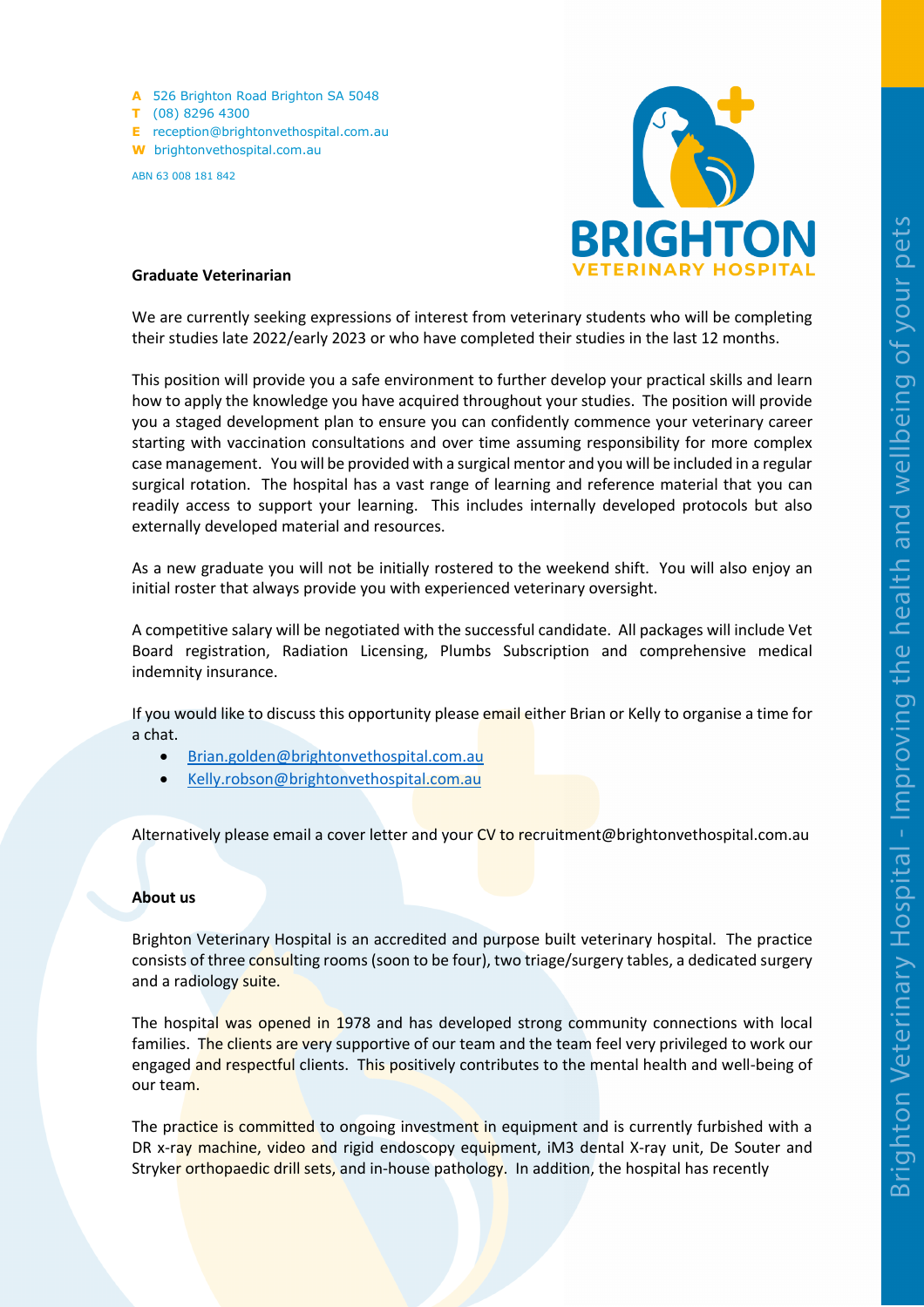A 526 Brighton Road Brighton SA 5048
T (08) 8296 4300
E reception@brightonvethospital.com.au
W brightonvethospital.com.au

ABN 63 008 181 842

BRIGHTON
VETERINARY HOSPITAL

**Graduate Veterinarian**

We are currently seeking expressions of interest from veterinary students who will be completing their studies late 2022/early 2023 or who have completed their studies in the last 12 months.

This position will provide you a safe environment to further develop your practical skills and learn how to apply the knowledge you have acquired throughout your studies. The position will provide you a staged development plan to ensure you can confidently commence your veterinary career starting with vaccination consultations and over time assuming responsibility for more complex case management. You will be provided with a surgical mentor and you will be included in a regular surgical rotation. The hospital has a vast range of learning and reference material that you can readily access to support your learning. This includes internally developed protocols but also externally developed material and resources.

As a new graduate you will not be initially rostered to the weekend shift. You will also enjoy an initial roster that always provide you with experienced veterinary oversight.

A competitive salary will be negotiated with the successful candidate. All packages will include Vet Board registration, Radiation Licensing, Plumbs Subscription and comprehensive medical indemnity insurance.

If you would like to discuss this opportunity please email either Brian or Kelly to organise a time for a chat.

- Brian.golden@brightonvethospital.com.au
- Kelly.robson@brightonvethospital.com.au

Alternatively please email a cover letter and your CV to recruitment@brightonvethospital.com.au

**About us**

Brighton Veterinary Hospital is an accredited and purpose built veterinary hospital. The practice consists of three consulting rooms (soon to be four), two triage/surgery tables, a dedicated surgery and a radiology suite.

The hospital was opened in 1978 and has developed strong community connections with local families. The clients are very supportive of our team and the team feel very privileged to work our engaged and respectful clients. This positively contributes to the mental health and well-being of our team.

The practice is committed to ongoing investment in equipment and is currently furbished with a DR x-ray machine, video and rigid endoscopy equipment, iM3 dental X-ray unit, De Souter and Stryker orthopaedic drill sets, and in-house pathology. In addition, the hospital has recently

Brighton Veterinary Hospital - Improving the health and wellbeing of your pets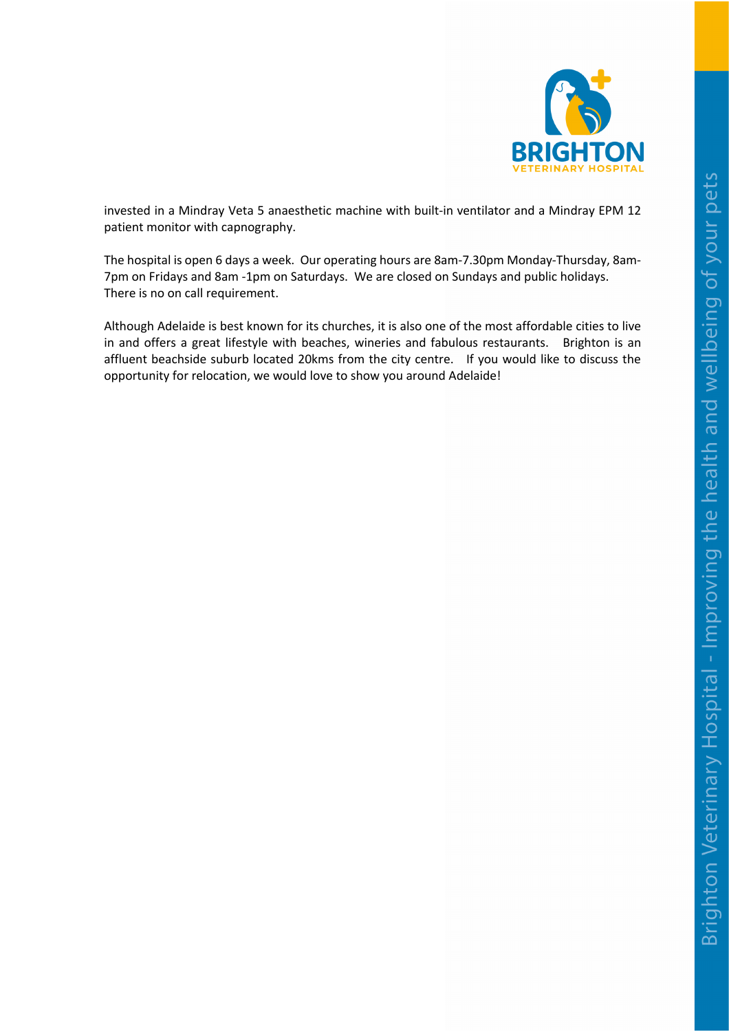invested in a Mindray Veta 5 anaesthetic machine with built-in ventilator and a Mindray EPM 12 patient monitor with capnography.

The hospital is open 6 days a week. Our operating hours are 8am-7.30pm Monday-Thursday, 8am-7pm on Fridays and 8am -1pm on Saturdays. We are closed on Sundays and public holidays. There is no on call requirement.

Although Adelaide is best known for its churches, it is also one of the most affordable cities to live in and offers a great lifestyle with beaches, wineries and fabulous restaurants. Brighton is an affluent beachside suburb located 20kms from the city centre. If you would like to discuss the opportunity for relocation, we would love to show you around Adelaide!